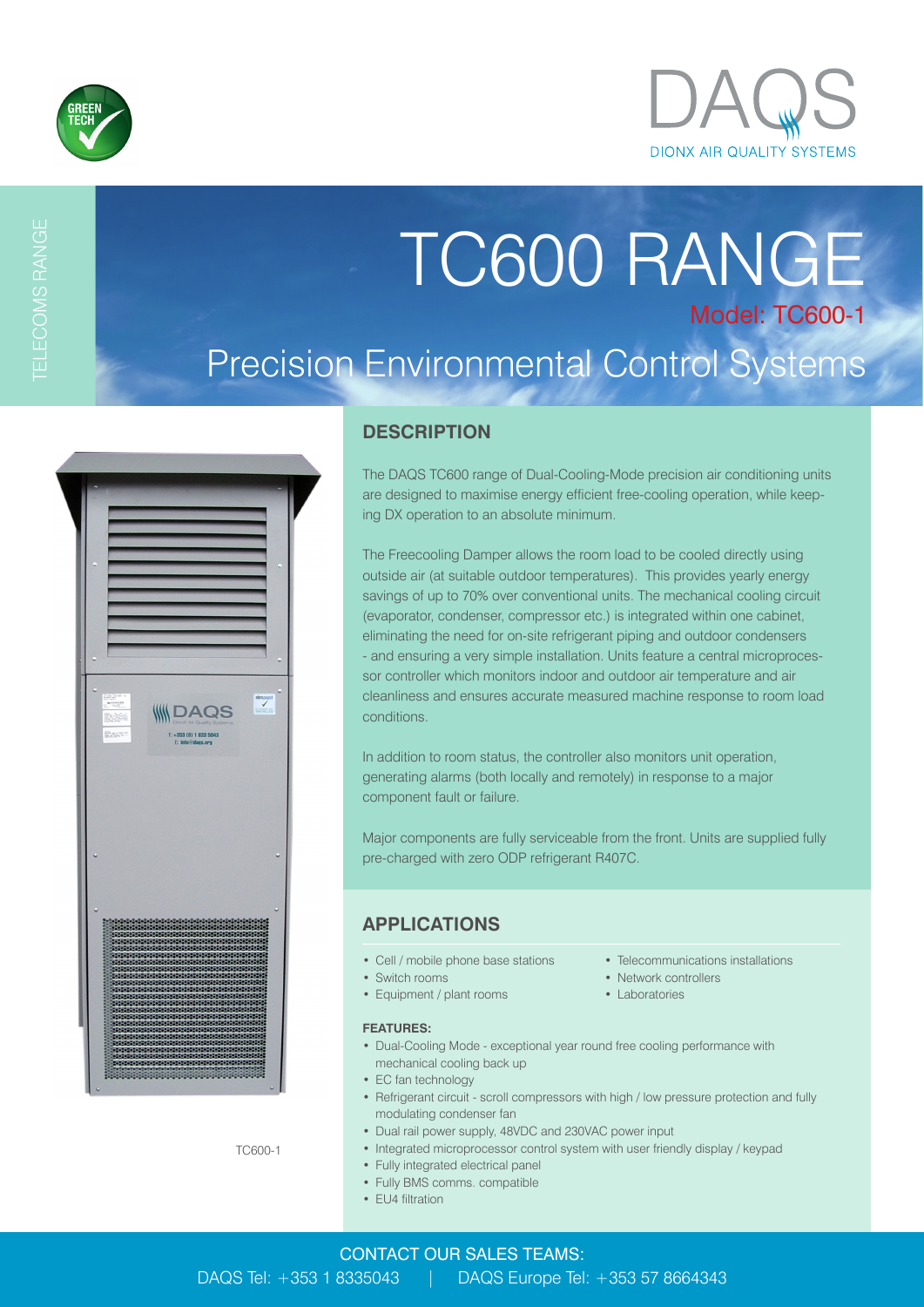DAQS
DIONX AIR QUALITY SYSTEMS

TELECOMS RANGE

# TC600 RANGE

Model: TC600-1

## Precision Environmental Control Systems

## DESCRIPTION

The DAQS TC600 range of Dual-Cooling-Mode precision air conditioning units are designed to maximise energy efficient free-cooling operation, while keeping DX operation to an absolute minimum.

The Freecooling Damper allows the room load to be cooled directly using outside air (at suitable outdoor temperatures). This provides yearly energy savings of up to 70% over conventional units. The mechanical cooling circuit (evaporator, condenser, compressor etc.) is integrated within one cabinet, eliminating the need for on-site refrigerant piping and outdoor condensers - and ensuring a very simple installation. Units feature a central microprocessor controller which monitors indoor and outdoor air temperature and air cleanliness and ensures accurate measured machine response to room load conditions.

In addition to room status, the controller also monitors unit operation, generating alarms (both locally and remotely) in response to a major component fault or failure.

Major components are fully serviceable from the front. Units are supplied fully pre-charged with zero ODP refrigerant R407C.

TC600-1

## APPLICATIONS

- Cell / mobile phone base stations
- Switch rooms
- Equipment / plant rooms
- Telecommunications installations
- Network controllers
- Laboratories

**FEATURES:**

- Dual-Cooling Mode - exceptional year round free cooling performance with mechanical cooling back up
- EC fan technology
- Refrigerant circuit - scroll compressors with high / low pressure protection and fully modulating condenser fan
- Dual rail power supply, 48VDC and 230VAC power input
- Integrated microprocessor control system with user friendly display / keypad
- Fully integrated electrical panel
- Fully BMS comms. compatible
- EU4 filtration

CONTACT OUR SALES TEAMS:

DAQS Tel: +353 1 8335043 | DAQS Europe Tel: +353 57 8664343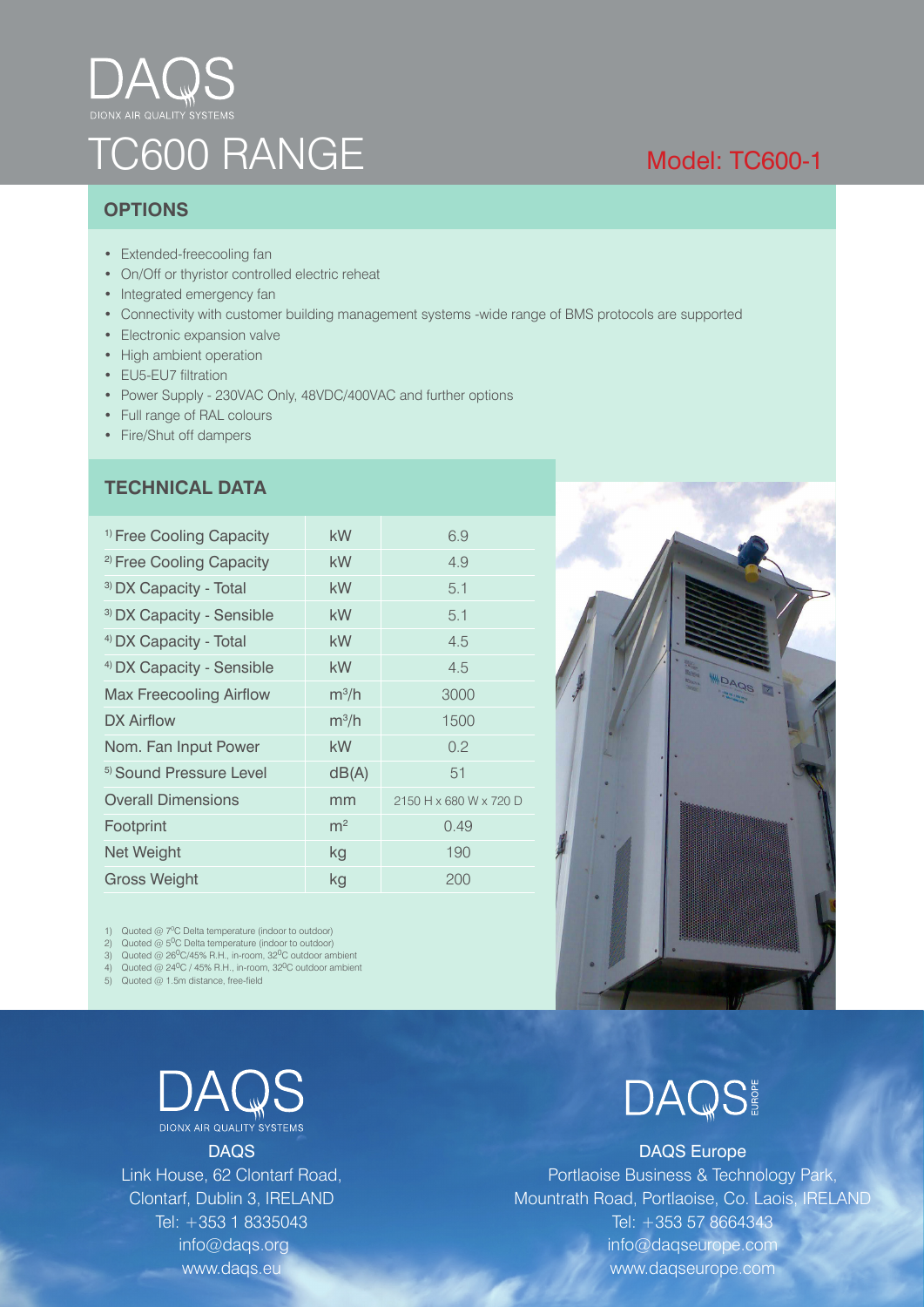# DAQS

DIONX AIR QUALITY SYSTEMS

# TC600 RANGE

Model: TC600-1

## OPTIONS

- Extended-freecooling fan
- On/Off or thyristor controlled electric reheat
- Integrated emergency fan
- Connectivity with customer building management systems -wide range of BMS protocols are supported
- Electronic expansion valve
- High ambient operation
- EU5-EU7 filtration
- Power Supply - 230VAC Only, 48VDC/400VAC and further options
- Full range of RAL colours
- Fire/Shut off dampers

## TECHNICAL DATA

| | | |
|---|---|---|
| 1) Free Cooling Capacity | kW | 6.9 |
| 2) Free Cooling Capacity | kW | 4.9 |
| 3) DX Capacity - Total | kW | 5.1 |
| 3) DX Capacity - Sensible | kW | 5.1 |
| 4) DX Capacity - Total | kW | 4.5 |
| 4) DX Capacity - Sensible | kW | 4.5 |
| Max Freecooling Airflow | $m^3/h$ | 3000 |
| DX Airflow | $m^3/h$ | 1500 |
| Nom. Fan Input Power | kW | 0.2 |
| 5) Sound Pressure Level | dB(A) | 51 |
| Overall Dimensions | mm | 2150 H x 680 W x 720 D |
| Footprint | $m^2$ | 0.49 |
| Net Weight | kg | 190 |
| Gross Weight | kg | 200 |

1) Quoted @ 7⁰C Delta temperature (indoor to outdoor)
2) Quoted @ 5⁰C Delta temperature (indoor to outdoor)
3) Quoted @ 26⁰C/45% R.H., in-room, 32⁰C outdoor ambient
4) Quoted @ 24⁰C / 45% R.H., in-room, 32⁰C outdoor ambient
5) Quoted @ 1.5m distance, free-field

DAQS
DIONX AIR QUALITY SYSTEMS

**DAQS**
Link House, 62 Clontarf Road,
Clontarf, Dublin 3, IRELAND
Tel: +353 1 8335043
info@daqs.org
www.daqs.eu

DAQS EUROPE

**DAQS Europe**
Portlaoise Business & Technology Park,
Mountrath Road, Portlaoise, Co. Laois, IRELAND
Tel: +353 57 8664343
info@daqseurope.com
www.daqseurope.com